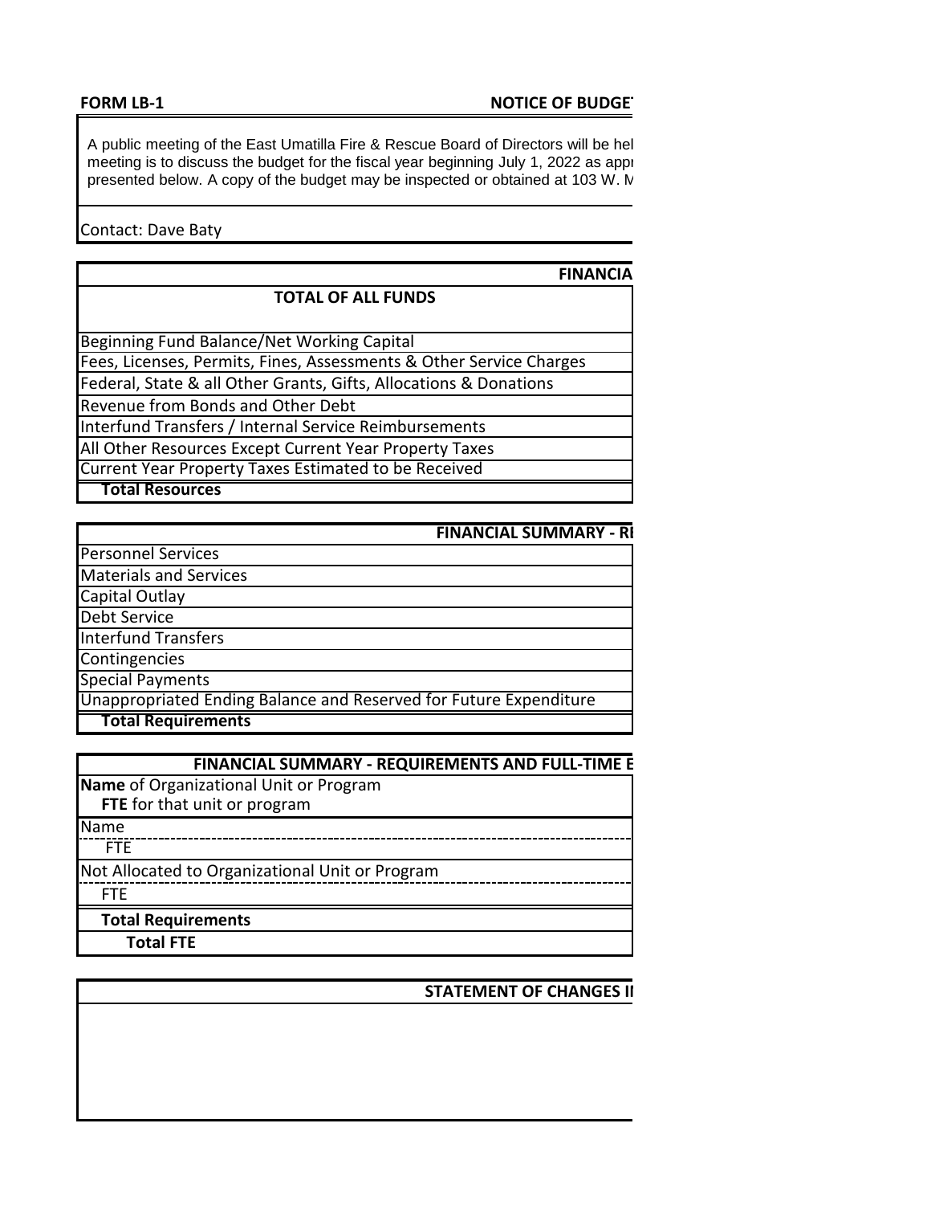**FORM LB-1** **NOTICE OF BUDGE**

A public meeting of the East Umatilla Fire & Rescue Board of Directors will be hel
meeting is to discuss the budget for the fiscal year beginning July 1, 2022 as appr
presented below. A copy of the budget may be inspected or obtained at 103 W. M

Contact: Dave Baty

| FINANCIA |
|---|
| **TOTAL OF ALL FUNDS** |
| Beginning Fund Balance/Net Working Capital |
| Fees, Licenses, Permits, Fines, Assessments & Other Service Charges |
| Federal, State & all Other Grants, Gifts, Allocations & Donations |
| Revenue from Bonds and Other Debt |
| Interfund Transfers / Internal Service Reimbursements |
| All Other Resources Except Current Year Property Taxes |
| Current Year Property Taxes Estimated to be Received |
| **Total Resources** |

| FINANCIAL SUMMARY - RI |
|---|
| Personnel Services |
| Materials and Services |
| Capital Outlay |
| Debt Service |
| Interfund Transfers |
| Contingencies |
| Special Payments |
| Unappropriated Ending Balance and Reserved for Future Expenditure |
| **Total Requirements** |

| FINANCIAL SUMMARY - REQUIREMENTS AND FULL-TIME E |
|---|
| **Name** of Organizational Unit or Program<br>**FTE** for that unit or program |
| Name |
| FTE |
| Not Allocated to Organizational Unit or Program |
| FTE |
| **Total Requirements** |
| **Total FTE** |

| STATEMENT OF CHANGES II |
|---|
| |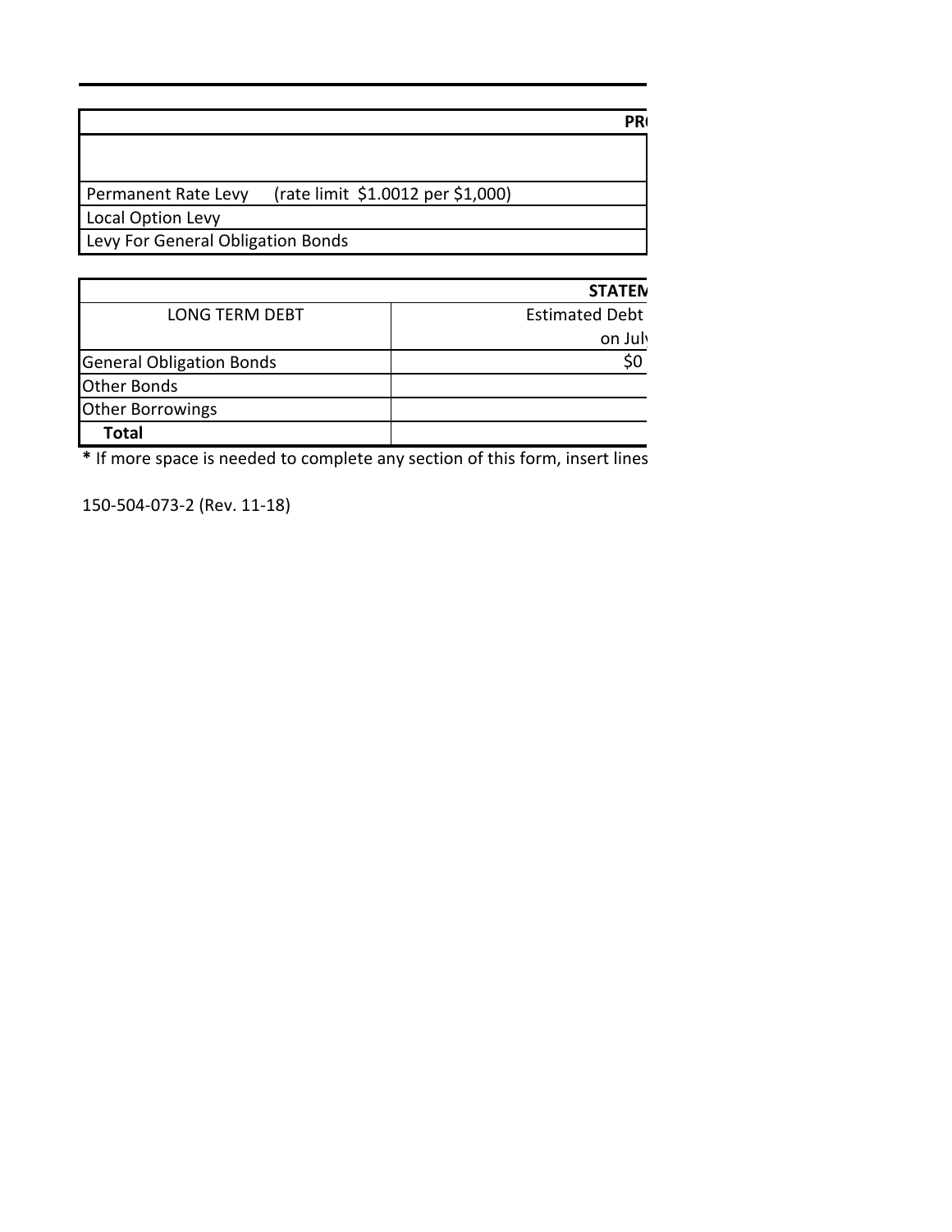| PR | |
| --- | --- |
| | |
| Permanent Rate Levy (rate limit $1.0012 per $1,000) | |
| Local Option Levy | |
| Levy For General Obligation Bonds | |

| STATEM | |
| --- | --- |
| LONG TERM DEBT | Estimated Debt on Jul |
| General Obligation Bonds | $0 |
| Other Bonds | |
| Other Borrowings | |
| **Total** | |

**\*** If more space is needed to complete any section of this form, insert lines

150-504-073-2 (Rev. 11-18)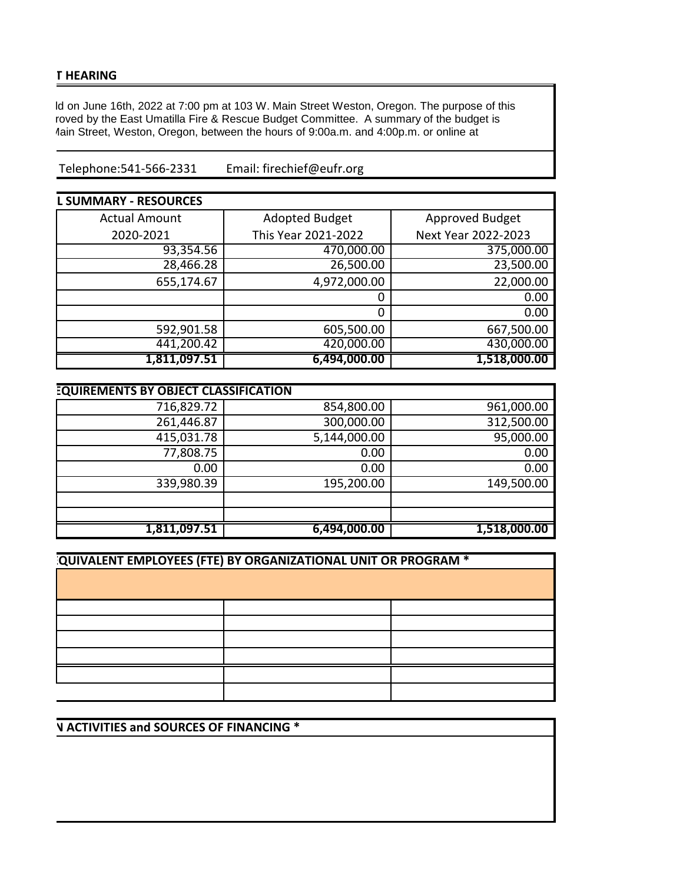**T HEARING**

ld on June 16th, 2022 at 7:00 pm at 103 W. Main Street Weston, Oregon. The purpose of this
roved by the East Umatilla Fire & Rescue Budget Committee. A summary of the budget is
Main Street, Weston, Oregon, between the hours of 9:00a.m. and 4:00p.m. or online at

Telephone:541-566-2331 Email: firechief@eufr.org

**L SUMMARY - RESOURCES**

| Actual Amount 2020-2021 | Adopted Budget This Year 2021-2022 | Approved Budget Next Year 2022-2023 |
|---|---|---|
| 93,354.56 | 470,000.00 | 375,000.00 |
| 28,466.28 | 26,500.00 | 23,500.00 |
| 655,174.67 | 4,972,000.00 | 22,000.00 |
| | 0 | 0.00 |
| | 0 | 0.00 |
| 592,901.58 | 605,500.00 | 667,500.00 |
| 441,200.42 | 420,000.00 | 430,000.00 |
| **1,811,097.51** | **6,494,000.00** | **1,518,000.00** |

**EQUIREMENTS BY OBJECT CLASSIFICATION**

| | | |
|---|---|---|
| 716,829.72 | 854,800.00 | 961,000.00 |
| 261,446.87 | 300,000.00 | 312,500.00 |
| 415,031.78 | 5,144,000.00 | 95,000.00 |
| 77,808.75 | 0.00 | 0.00 |
| 0.00 | 0.00 | 0.00 |
| 339,980.39 | 195,200.00 | 149,500.00 |
| | | |
| | | |
| **1,811,097.51** | **6,494,000.00** | **1,518,000.00** |

**EQUIVALENT EMPLOYEES (FTE) BY ORGANIZATIONAL UNIT OR PROGRAM ***

| | | |
|---|---|---|
| | | |
| | | |
| | | |
| | | |
| | | |
| | | |

**N ACTIVITIES and SOURCES OF FINANCING ***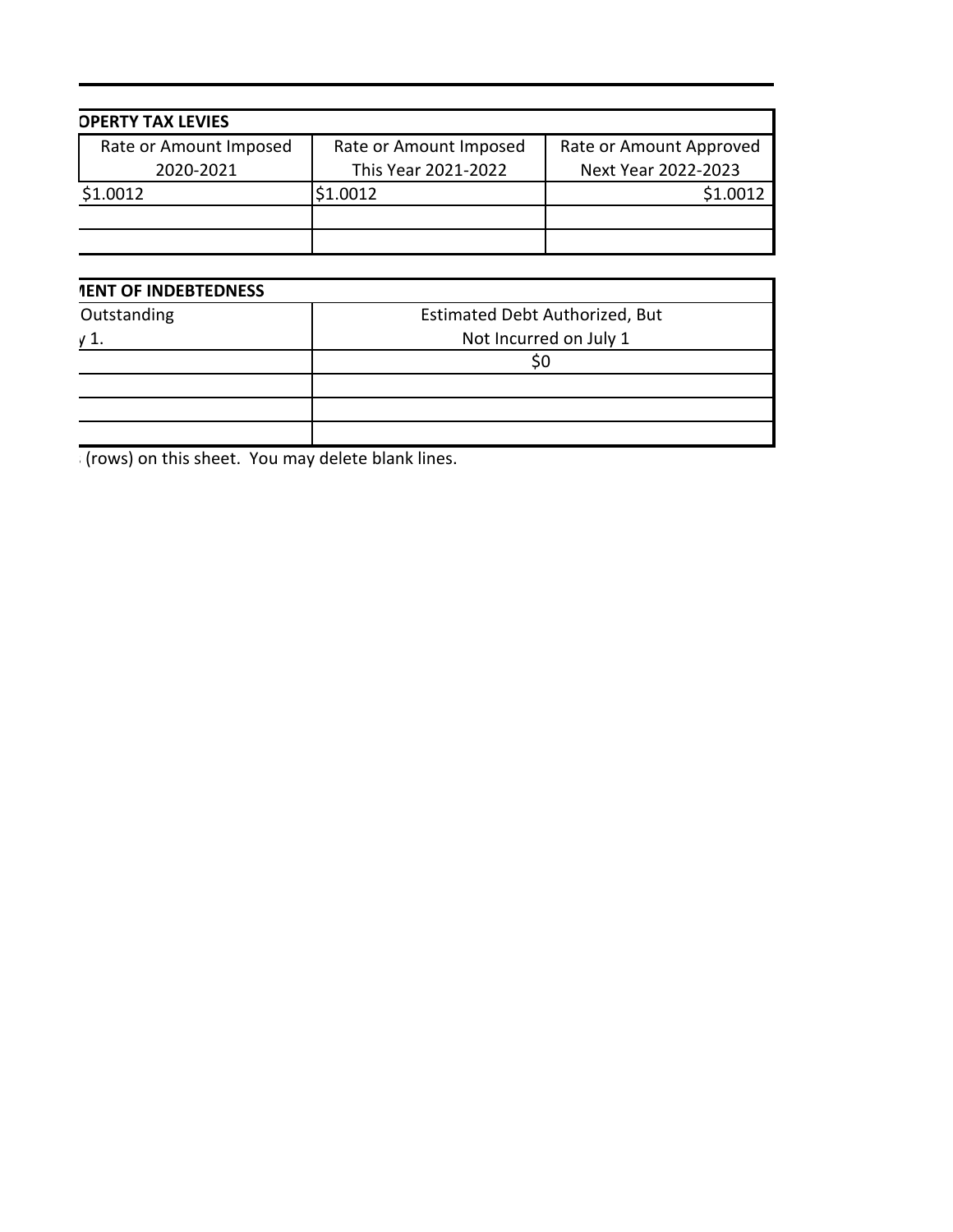| OPERTY TAX LEVIES | | |
| --- | --- | --- |
| Rate or Amount Imposed 2020-2021 | Rate or Amount Imposed This Year 2021-2022 | Rate or Amount Approved Next Year 2022-2023 |
| $1.0012 | $1.0012 | $1.0012 |
| | | |
| | | |

| IENT OF INDEBTEDNESS | |
| --- | --- |
| Outstanding y 1. | Estimated Debt Authorized, But Not Incurred on July 1 |
| | $0 |
| | |
| | |
| | |

(rows) on this sheet. You may delete blank lines.